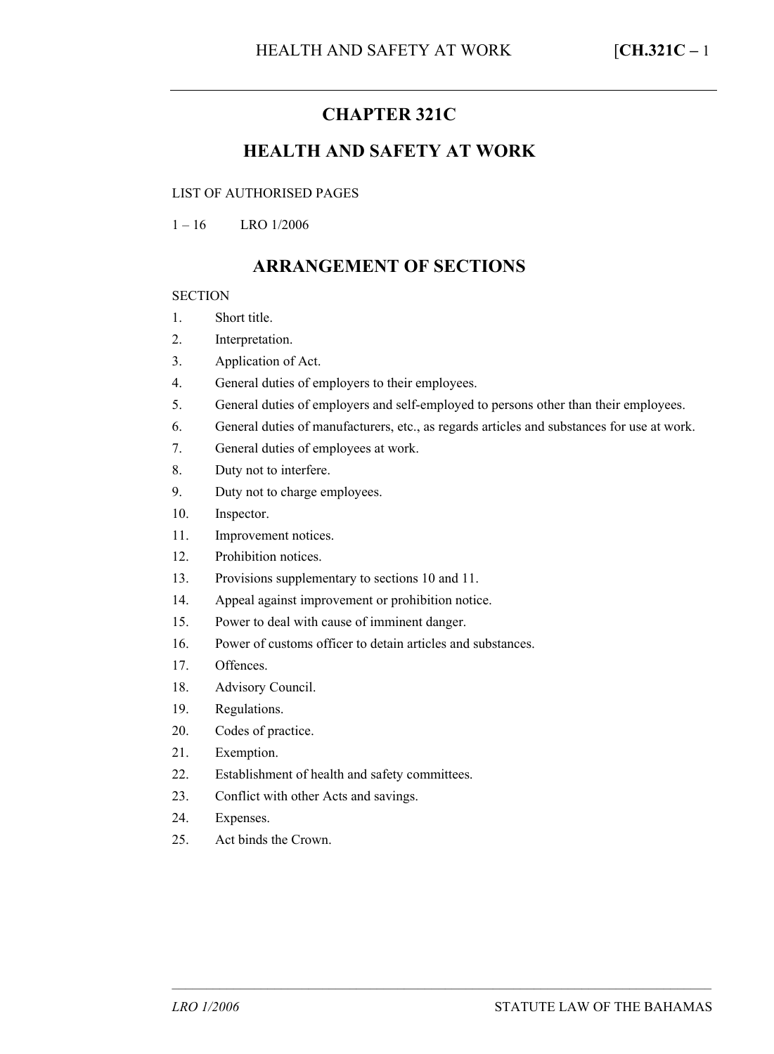# CHAPTER 321C

# HEALTH AND SAFETY AT WORK

LIST OF AUTHORISED PAGES

1 – 16 LRO 1/2006

## ARRANGEMENT OF SECTIONS

SECTION

1. Short title.
2. Interpretation.
3. Application of Act.
4. General duties of employers to their employees.
5. General duties of employers and self-employed to persons other than their employees.
6. General duties of manufacturers, etc., as regards articles and substances for use at work.
7. General duties of employees at work.
8. Duty not to interfere.
9. Duty not to charge employees.
10. Inspector.
11. Improvement notices.
12. Prohibition notices.
13. Provisions supplementary to sections 10 and 11.
14. Appeal against improvement or prohibition notice.
15. Power to deal with cause of imminent danger.
16. Power of customs officer to detain articles and substances.
17. Offences.
18. Advisory Council.
19. Regulations.
20. Codes of practice.
21. Exemption.
22. Establishment of health and safety committees.
23. Conflict with other Acts and savings.
24. Expenses.
25. Act binds the Crown.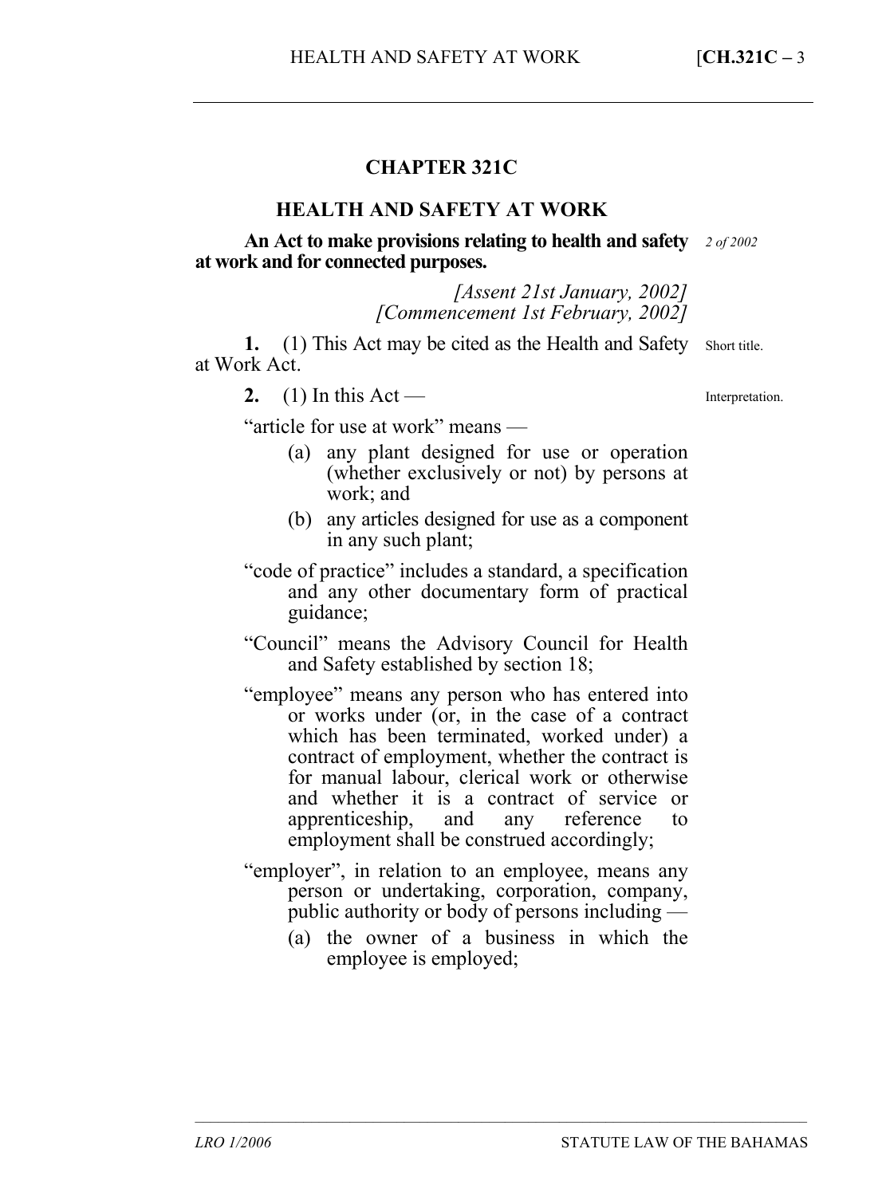# CHAPTER 321C

## HEALTH AND SAFETY AT WORK

**An Act to make provisions relating to health and safety at work and for connected purposes.** *2 of 2002*

*[Assent 21st January, 2002]*
*[Commencement 1st February, 2002]*

**1.** (1) This Act may be cited as the Health and Safety at Work Act. Short title.

**2.** (1) In this Act — Interpretation.

"article for use at work" means —

(a) any plant designed for use or operation (whether exclusively or not) by persons at work; and

(b) any articles designed for use as a component in any such plant;

"code of practice" includes a standard, a specification and any other documentary form of practical guidance;

"Council" means the Advisory Council for Health and Safety established by section 18;

"employee" means any person who has entered into or works under (or, in the case of a contract which has been terminated, worked under) a contract of employment, whether the contract is for manual labour, clerical work or otherwise and whether it is a contract of service or apprenticeship, and any reference to employment shall be construed accordingly;

"employer", in relation to an employee, means any person or undertaking, corporation, company, public authority or body of persons including —

(a) the owner of a business in which the employee is employed;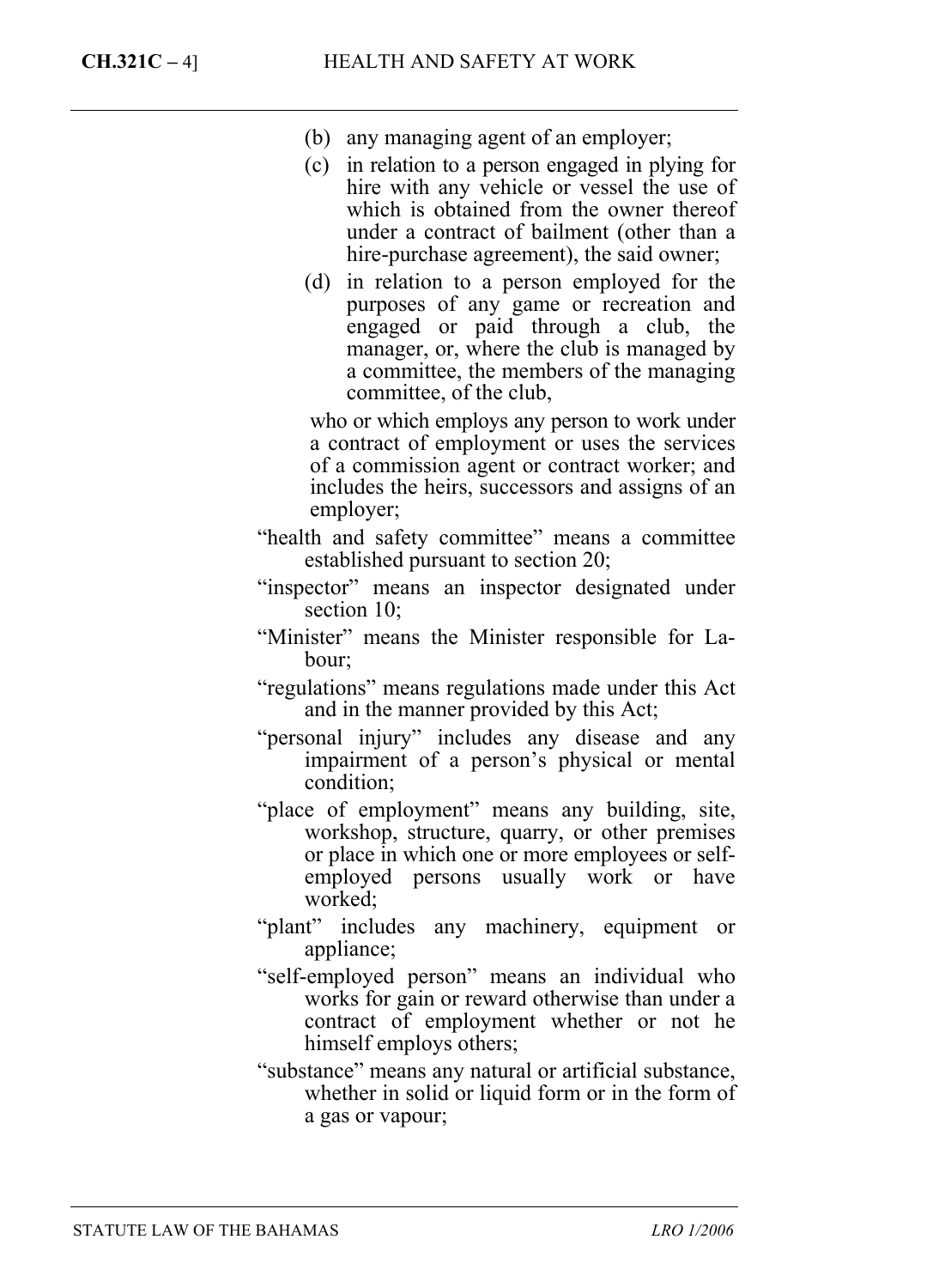(b) any managing agent of an employer;

(c) in relation to a person engaged in plying for hire with any vehicle or vessel the use of which is obtained from the owner thereof under a contract of bailment (other than a hire-purchase agreement), the said owner;

(d) in relation to a person employed for the purposes of any game or recreation and engaged or paid through a club, the manager, or, where the club is managed by a committee, the members of the managing committee, of the club,

who or which employs any person to work under a contract of employment or uses the services of a commission agent or contract worker; and includes the heirs, successors and assigns of an employer;

"health and safety committee" means a committee established pursuant to section 20;

"inspector" means an inspector designated under section 10;

"Minister" means the Minister responsible for Labour;

"regulations" means regulations made under this Act and in the manner provided by this Act;

"personal injury" includes any disease and any impairment of a person's physical or mental condition;

"place of employment" means any building, site, workshop, structure, quarry, or other premises or place in which one or more employees or self-employed persons usually work or have worked;

"plant" includes any machinery, equipment or appliance;

"self-employed person" means an individual who works for gain or reward otherwise than under a contract of employment whether or not he himself employs others;

"substance" means any natural or artificial substance, whether in solid or liquid form or in the form of a gas or vapour;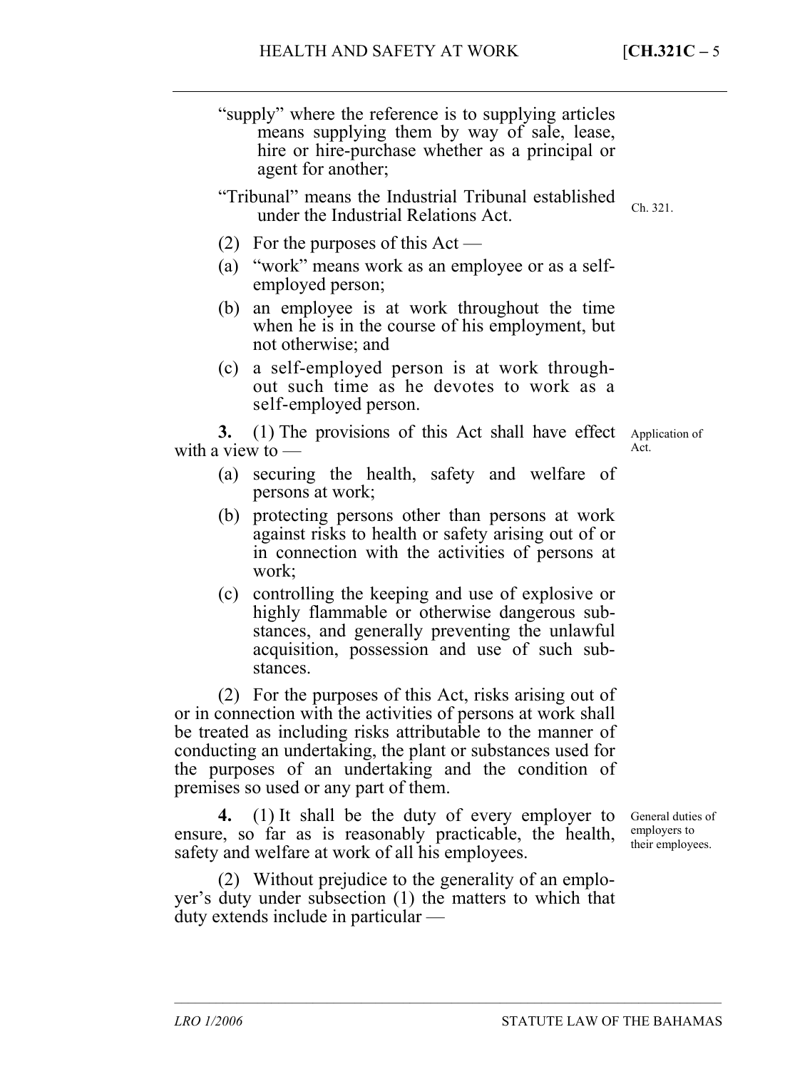"supply" where the reference is to supplying articles means supplying them by way of sale, lease, hire or hire-purchase whether as a principal or agent for another;

"Tribunal" means the Industrial Tribunal established under the Industrial Relations Act. Ch. 321.

(2) For the purposes of this Act —

(a) "work" means work as an employee or as a self-employed person;

(b) an employee is at work throughout the time when he is in the course of his employment, but not otherwise; and

(c) a self-employed person is at work throughout such time as he devotes to work as a self-employed person.

*Application of Act.*

**3.** (1) The provisions of this Act shall have effect with a view to —

(a) securing the health, safety and welfare of persons at work;

(b) protecting persons other than persons at work against risks to health or safety arising out of or in connection with the activities of persons at work;

(c) controlling the keeping and use of explosive or highly flammable or otherwise dangerous substances, and generally preventing the unlawful acquisition, possession and use of such substances.

(2) For the purposes of this Act, risks arising out of or in connection with the activities of persons at work shall be treated as including risks attributable to the manner of conducting an undertaking, the plant or substances used for the purposes of an undertaking and the condition of premises so used or any part of them.

*General duties of employers to their employees.*

**4.** (1) It shall be the duty of every employer to ensure, so far as is reasonably practicable, the health, safety and welfare at work of all his employees.

(2) Without prejudice to the generality of an employer's duty under subsection (1) the matters to which that duty extends include in particular —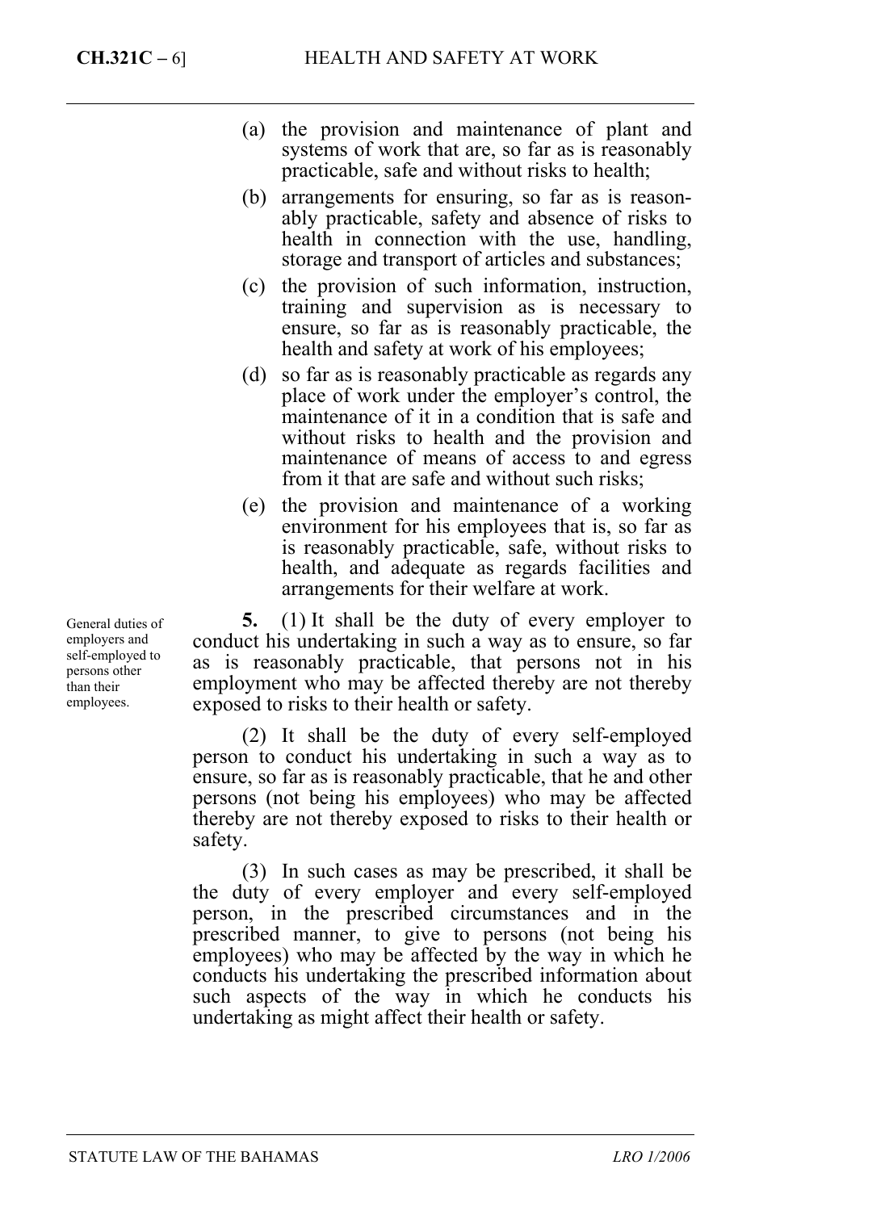(a) the provision and maintenance of plant and systems of work that are, so far as is reasonably practicable, safe and without risks to health;

(b) arrangements for ensuring, so far as is reasonably practicable, safety and absence of risks to health in connection with the use, handling, storage and transport of articles and substances;

(c) the provision of such information, instruction, training and supervision as is necessary to ensure, so far as is reasonably practicable, the health and safety at work of his employees;

(d) so far as is reasonably practicable as regards any place of work under the employer's control, the maintenance of it in a condition that is safe and without risks to health and the provision and maintenance of means of access to and egress from it that are safe and without such risks;

(e) the provision and maintenance of a working environment for his employees that is, so far as is reasonably practicable, safe, without risks to health, and adequate as regards facilities and arrangements for their welfare at work.

General duties of employers and self-employed to persons other than their employees.

**5.** (1) It shall be the duty of every employer to conduct his undertaking in such a way as to ensure, so far as is reasonably practicable, that persons not in his employment who may be affected thereby are not thereby exposed to risks to their health or safety.

(2) It shall be the duty of every self-employed person to conduct his undertaking in such a way as to ensure, so far as is reasonably practicable, that he and other persons (not being his employees) who may be affected thereby are not thereby exposed to risks to their health or safety.

(3) In such cases as may be prescribed, it shall be the duty of every employer and every self-employed person, in the prescribed circumstances and in the prescribed manner, to give to persons (not being his employees) who may be affected by the way in which he conducts his undertaking the prescribed information about such aspects of the way in which he conducts his undertaking as might affect their health or safety.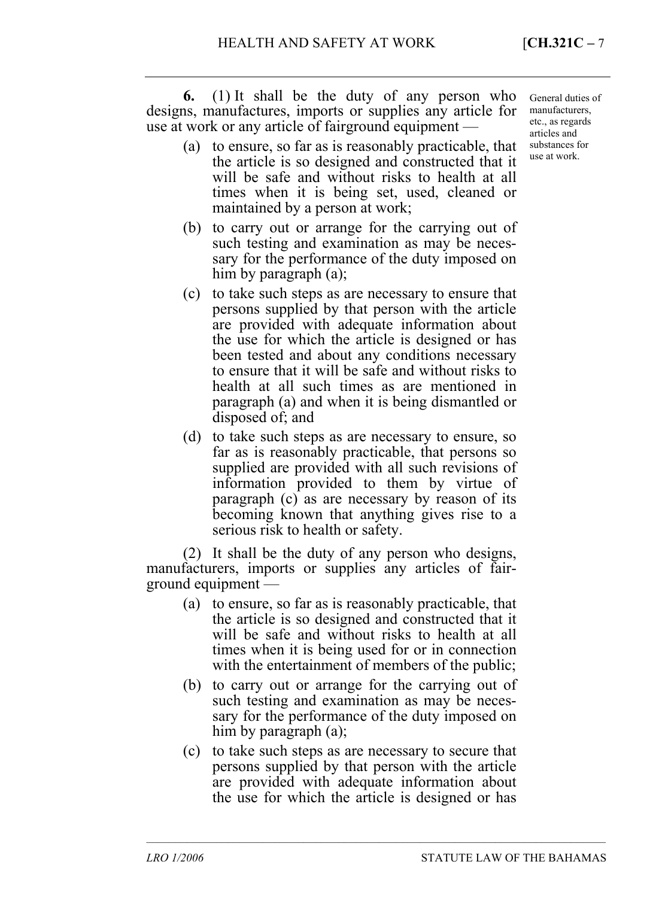General duties of manufacturers, etc., as regards articles and substances for use at work.

**6.** (1) It shall be the duty of any person who designs, manufactures, imports or supplies any article for use at work or any article of fairground equipment —

(a) to ensure, so far as is reasonably practicable, that the article is so designed and constructed that it will be safe and without risks to health at all times when it is being set, used, cleaned or maintained by a person at work;

(b) to carry out or arrange for the carrying out of such testing and examination as may be necessary for the performance of the duty imposed on him by paragraph (a);

(c) to take such steps as are necessary to ensure that persons supplied by that person with the article are provided with adequate information about the use for which the article is designed or has been tested and about any conditions necessary to ensure that it will be safe and without risks to health at all such times as are mentioned in paragraph (a) and when it is being dismantled or disposed of; and

(d) to take such steps as are necessary to ensure, so far as is reasonably practicable, that persons so supplied are provided with all such revisions of information provided to them by virtue of paragraph (c) as are necessary by reason of its becoming known that anything gives rise to a serious risk to health or safety.

(2) It shall be the duty of any person who designs, manufacturers, imports or supplies any articles of fairground equipment —

(a) to ensure, so far as is reasonably practicable, that the article is so designed and constructed that it will be safe and without risks to health at all times when it is being used for or in connection with the entertainment of members of the public;

(b) to carry out or arrange for the carrying out of such testing and examination as may be necessary for the performance of the duty imposed on him by paragraph (a);

(c) to take such steps as are necessary to secure that persons supplied by that person with the article are provided with adequate information about the use for which the article is designed or has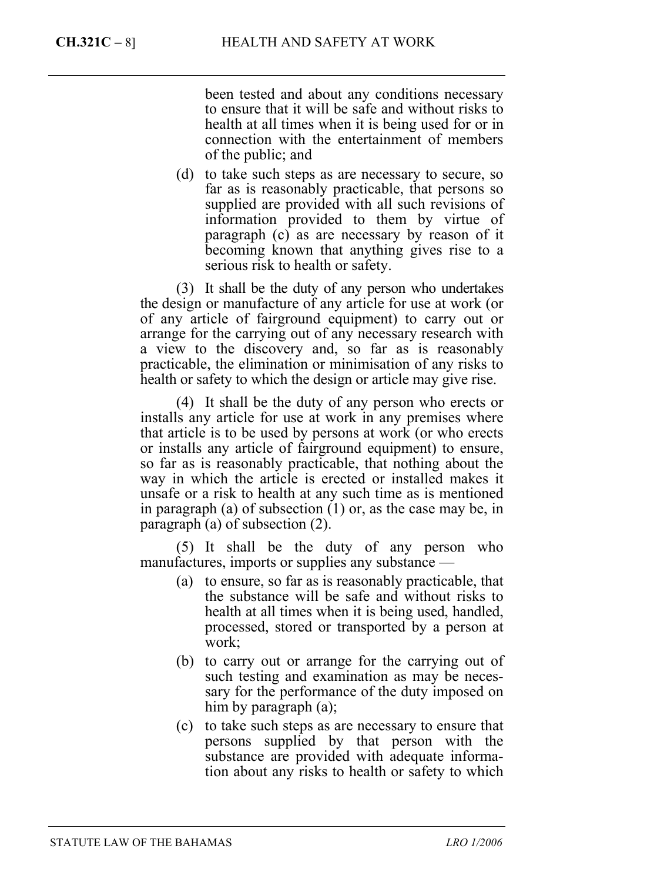been tested and about any conditions necessary to ensure that it will be safe and without risks to health at all times when it is being used for or in connection with the entertainment of members of the public; and

(d) to take such steps as are necessary to secure, so far as is reasonably practicable, that persons so supplied are provided with all such revisions of information provided to them by virtue of paragraph (c) as are necessary by reason of it becoming known that anything gives rise to a serious risk to health or safety.

(3) It shall be the duty of any person who undertakes the design or manufacture of any article for use at work (or of any article of fairground equipment) to carry out or arrange for the carrying out of any necessary research with a view to the discovery and, so far as is reasonably practicable, the elimination or minimisation of any risks to health or safety to which the design or article may give rise.

(4) It shall be the duty of any person who erects or installs any article for use at work in any premises where that article is to be used by persons at work (or who erects or installs any article of fairground equipment) to ensure, so far as is reasonably practicable, that nothing about the way in which the article is erected or installed makes it unsafe or a risk to health at any such time as is mentioned in paragraph (a) of subsection (1) or, as the case may be, in paragraph (a) of subsection (2).

(5) It shall be the duty of any person who manufactures, imports or supplies any substance —

(a) to ensure, so far as is reasonably practicable, that the substance will be safe and without risks to health at all times when it is being used, handled, processed, stored or transported by a person at work;

(b) to carry out or arrange for the carrying out of such testing and examination as may be necessary for the performance of the duty imposed on him by paragraph (a);

(c) to take such steps as are necessary to ensure that persons supplied by that person with the substance are provided with adequate information about any risks to health or safety to which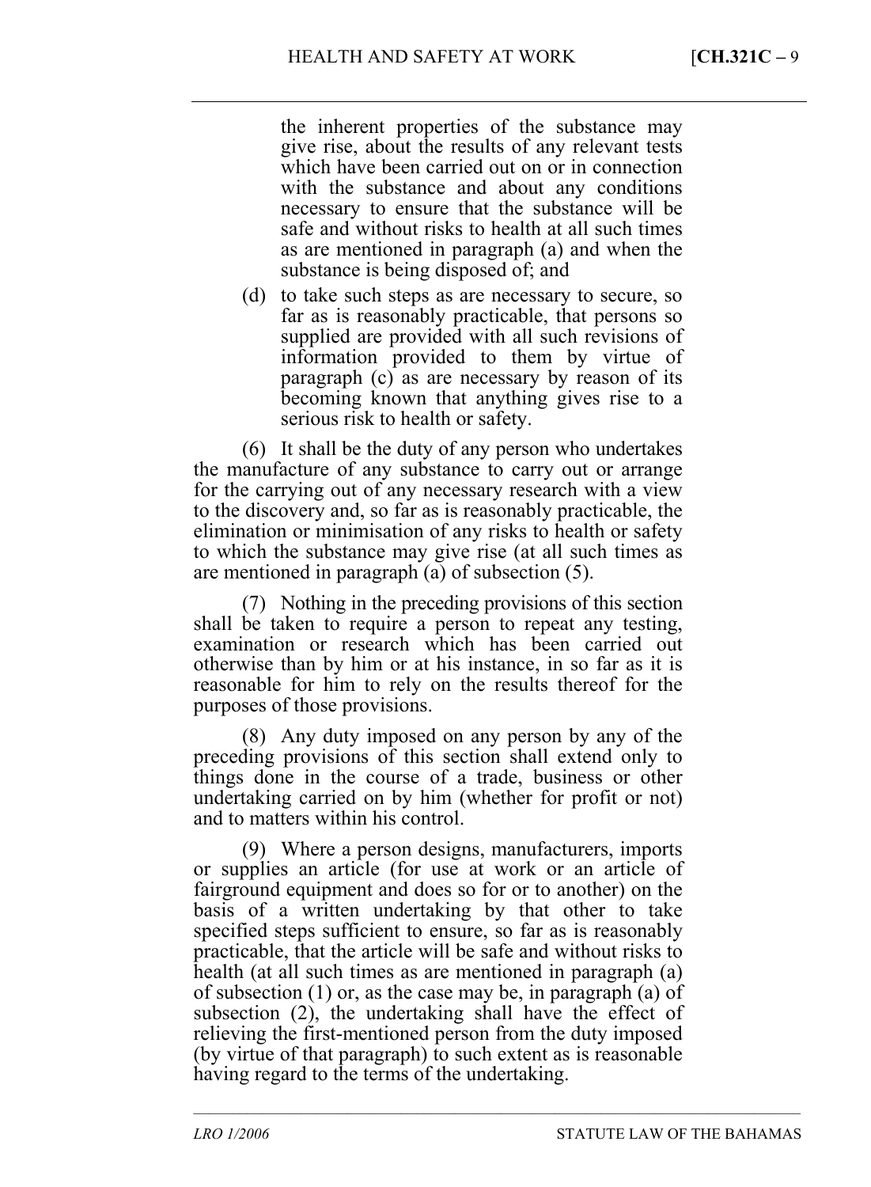the inherent properties of the substance may give rise, about the results of any relevant tests which have been carried out on or in connection with the substance and about any conditions necessary to ensure that the substance will be safe and without risks to health at all such times as are mentioned in paragraph (a) and when the substance is being disposed of; and

(d) to take such steps as are necessary to secure, so far as is reasonably practicable, that persons so supplied are provided with all such revisions of information provided to them by virtue of paragraph (c) as are necessary by reason of its becoming known that anything gives rise to a serious risk to health or safety.

(6) It shall be the duty of any person who undertakes the manufacture of any substance to carry out or arrange for the carrying out of any necessary research with a view to the discovery and, so far as is reasonably practicable, the elimination or minimisation of any risks to health or safety to which the substance may give rise (at all such times as are mentioned in paragraph (a) of subsection (5).

(7) Nothing in the preceding provisions of this section shall be taken to require a person to repeat any testing, examination or research which has been carried out otherwise than by him or at his instance, in so far as it is reasonable for him to rely on the results thereof for the purposes of those provisions.

(8) Any duty imposed on any person by any of the preceding provisions of this section shall extend only to things done in the course of a trade, business or other undertaking carried on by him (whether for profit or not) and to matters within his control.

(9) Where a person designs, manufacturers, imports or supplies an article (for use at work or an article of fairground equipment and does so for or to another) on the basis of a written undertaking by that other to take specified steps sufficient to ensure, so far as is reasonably practicable, that the article will be safe and without risks to health (at all such times as are mentioned in paragraph (a) of subsection (1) or, as the case may be, in paragraph (a) of subsection (2), the undertaking shall have the effect of relieving the first-mentioned person from the duty imposed (by virtue of that paragraph) to such extent as is reasonable having regard to the terms of the undertaking.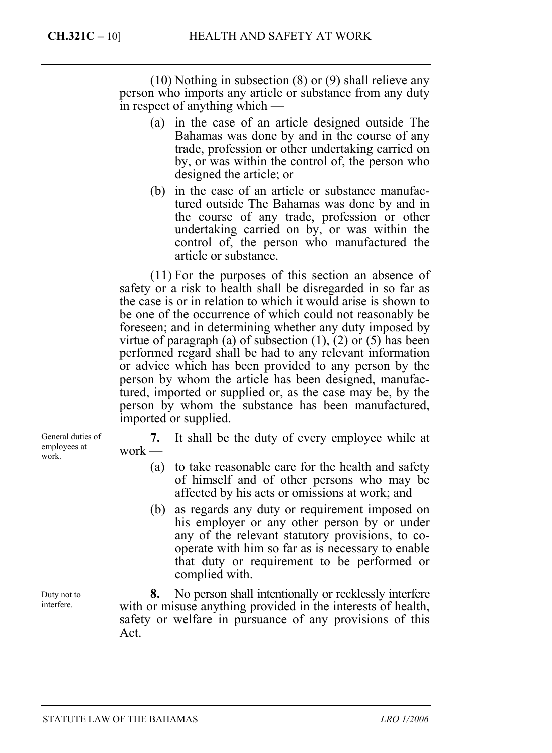(10) Nothing in subsection (8) or (9) shall relieve any person who imports any article or substance from any duty in respect of anything which —

(a) in the case of an article designed outside The Bahamas was done by and in the course of any trade, profession or other undertaking carried on by, or was within the control of, the person who designed the article; or

(b) in the case of an article or substance manufactured outside The Bahamas was done by and in the course of any trade, profession or other undertaking carried on by, or was within the control of, the person who manufactured the article or substance.

(11) For the purposes of this section an absence of safety or a risk to health shall be disregarded in so far as the case is or in relation to which it would arise is shown to be one of the occurrence of which could not reasonably be foreseen; and in determining whether any duty imposed by virtue of paragraph (a) of subsection (1), (2) or (5) has been performed regard shall be had to any relevant information or advice which has been provided to any person by the person by whom the article has been designed, manufactured, imported or supplied or, as the case may be, by the person by whom the substance has been manufactured, imported or supplied.

*General duties of employees at work.*

**7.** It shall be the duty of every employee while at work —

(a) to take reasonable care for the health and safety of himself and of other persons who may be affected by his acts or omissions at work; and

(b) as regards any duty or requirement imposed on his employer or any other person by or under any of the relevant statutory provisions, to co-operate with him so far as is necessary to enable that duty or requirement to be performed or complied with.

*Duty not to interfere.*

**8.** No person shall intentionally or recklessly interfere with or misuse anything provided in the interests of health, safety or welfare in pursuance of any provisions of this Act.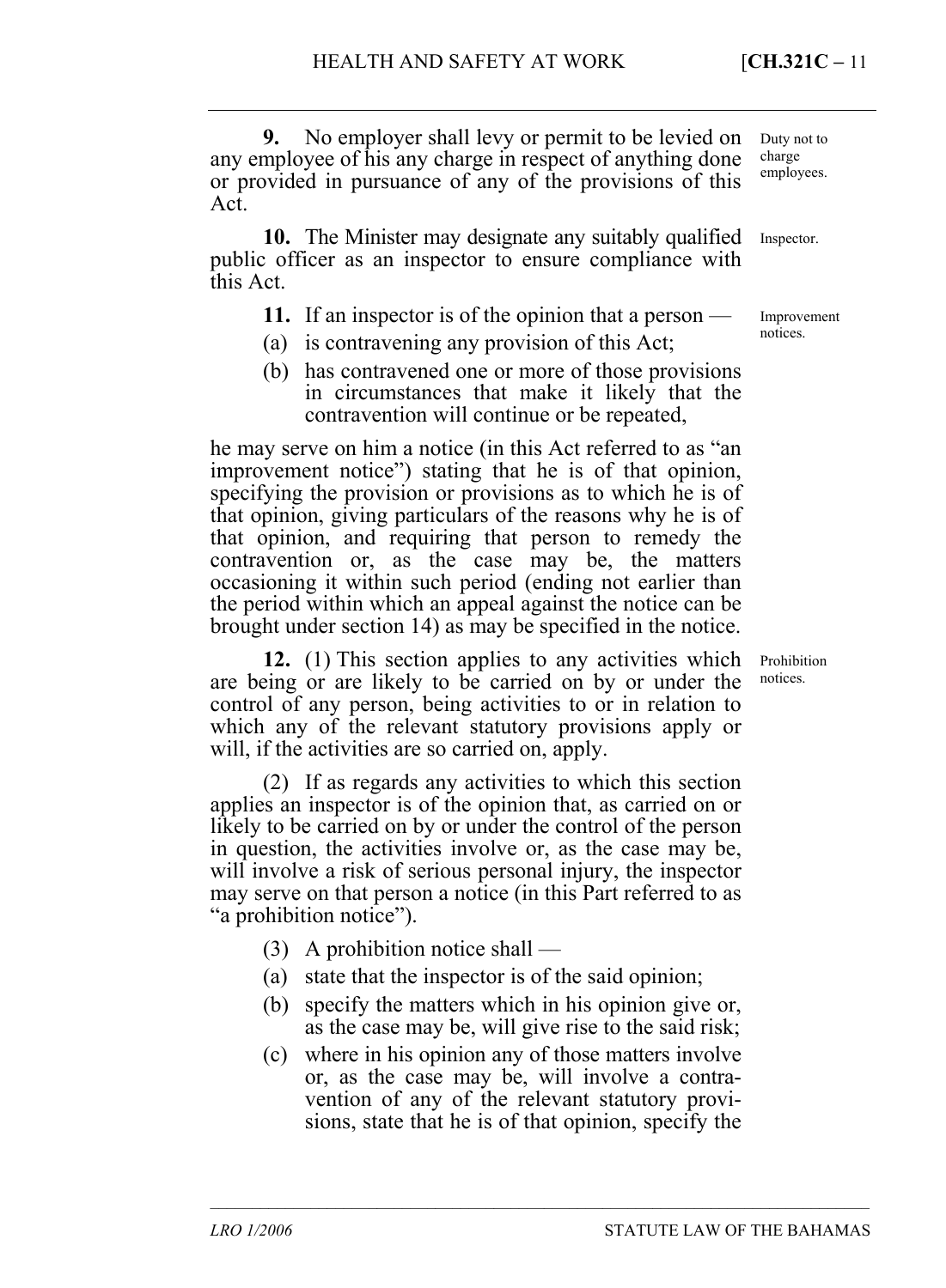**9.** No employer shall levy or permit to be levied on any employee of his any charge in respect of anything done or provided in pursuance of any of the provisions of this Act.

Duty not to charge employees.

**10.** The Minister may designate any suitably qualified public officer as an inspector to ensure compliance with this Act.

Inspector.

**11.** If an inspector is of the opinion that a person —

Improvement notices.

(a) is contravening any provision of this Act;

(b) has contravened one or more of those provisions in circumstances that make it likely that the contravention will continue or be repeated,

he may serve on him a notice (in this Act referred to as "an improvement notice") stating that he is of that opinion, specifying the provision or provisions as to which he is of that opinion, giving particulars of the reasons why he is of that opinion, and requiring that person to remedy the contravention or, as the case may be, the matters occasioning it within such period (ending not earlier than the period within which an appeal against the notice can be brought under section 14) as may be specified in the notice.

**12.** (1) This section applies to any activities which are being or are likely to be carried on by or under the control of any person, being activities to or in relation to which any of the relevant statutory provisions apply or will, if the activities are so carried on, apply.

Prohibition notices.

(2) If as regards any activities to which this section applies an inspector is of the opinion that, as carried on or likely to be carried on by or under the control of the person in question, the activities involve or, as the case may be, will involve a risk of serious personal injury, the inspector may serve on that person a notice (in this Part referred to as "a prohibition notice").

(3) A prohibition notice shall —

(a) state that the inspector is of the said opinion;

(b) specify the matters which in his opinion give or, as the case may be, will give rise to the said risk;

(c) where in his opinion any of those matters involve or, as the case may be, will involve a contravention of any of the relevant statutory provisions, state that he is of that opinion, specify the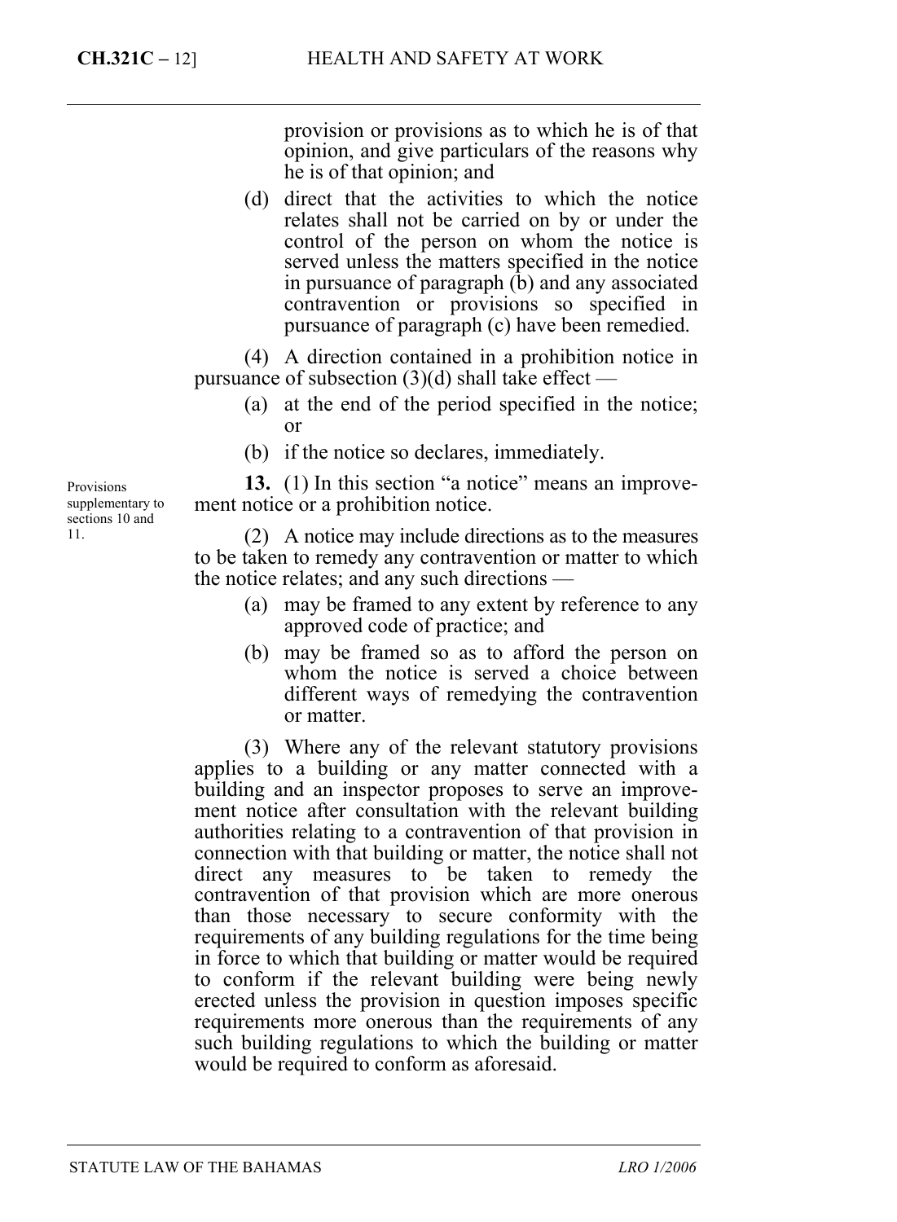provision or provisions as to which he is of that opinion, and give particulars of the reasons why he is of that opinion; and

(d) direct that the activities to which the notice relates shall not be carried on by or under the control of the person on whom the notice is served unless the matters specified in the notice in pursuance of paragraph (b) and any associated contravention or provisions so specified in pursuance of paragraph (c) have been remedied.

(4) A direction contained in a prohibition notice in pursuance of subsection (3)(d) shall take effect —

(a) at the end of the period specified in the notice; or

(b) if the notice so declares, immediately.

Provisions supplementary to sections 10 and 11.

**13.** (1) In this section "a notice" means an improvement notice or a prohibition notice.

(2) A notice may include directions as to the measures to be taken to remedy any contravention or matter to which the notice relates; and any such directions —

(a) may be framed to any extent by reference to any approved code of practice; and

(b) may be framed so as to afford the person on whom the notice is served a choice between different ways of remedying the contravention or matter.

(3) Where any of the relevant statutory provisions applies to a building or any matter connected with a building and an inspector proposes to serve an improvement notice after consultation with the relevant building authorities relating to a contravention of that provision in connection with that building or matter, the notice shall not direct any measures to be taken to remedy the contravention of that provision which are more onerous than those necessary to secure conformity with the requirements of any building regulations for the time being in force to which that building or matter would be required to conform if the relevant building were being newly erected unless the provision in question imposes specific requirements more onerous than the requirements of any such building regulations to which the building or matter would be required to conform as aforesaid.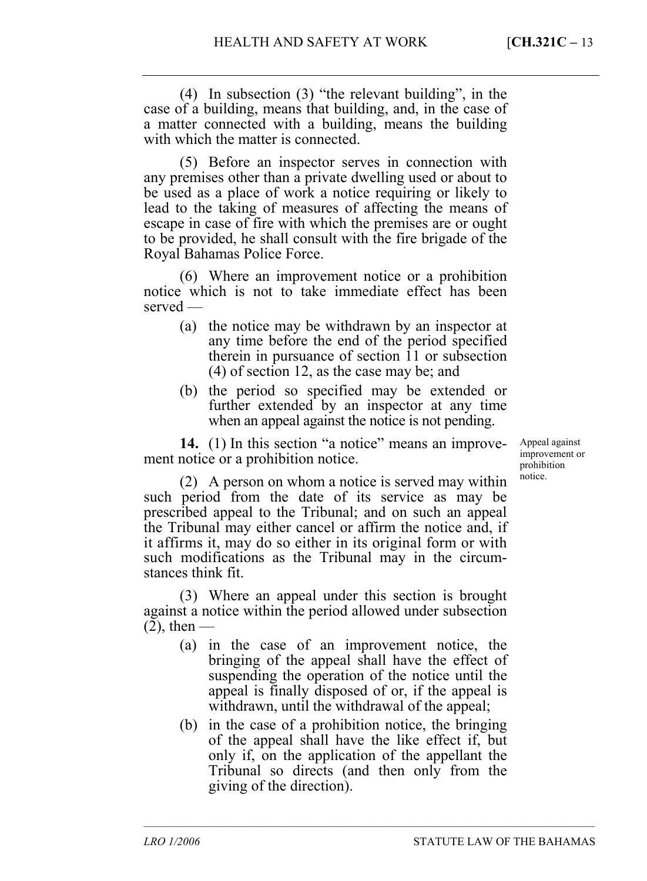(4) In subsection (3) "the relevant building", in the case of a building, means that building, and, in the case of a matter connected with a building, means the building with which the matter is connected.

(5) Before an inspector serves in connection with any premises other than a private dwelling used or about to be used as a place of work a notice requiring or likely to lead to the taking of measures of affecting the means of escape in case of fire with which the premises are or ought to be provided, he shall consult with the fire brigade of the Royal Bahamas Police Force.

(6) Where an improvement notice or a prohibition notice which is not to take immediate effect has been served —

- (a) the notice may be withdrawn by an inspector at any time before the end of the period specified therein in pursuance of section 11 or subsection (4) of section 12, as the case may be; and
- (b) the period so specified may be extended or further extended by an inspector at any time when an appeal against the notice is not pending.

*Appeal against improvement or prohibition notice.*

**14.** (1) In this section "a notice" means an improvement notice or a prohibition notice.

(2) A person on whom a notice is served may within such period from the date of its service as may be prescribed appeal to the Tribunal; and on such an appeal the Tribunal may either cancel or affirm the notice and, if it affirms it, may do so either in its original form or with such modifications as the Tribunal may in the circumstances think fit.

(3) Where an appeal under this section is brought against a notice within the period allowed under subsection (2), then —

- (a) in the case of an improvement notice, the bringing of the appeal shall have the effect of suspending the operation of the notice until the appeal is finally disposed of or, if the appeal is withdrawn, until the withdrawal of the appeal;
- (b) in the case of a prohibition notice, the bringing of the appeal shall have the like effect if, but only if, on the application of the appellant the Tribunal so directs (and then only from the giving of the direction).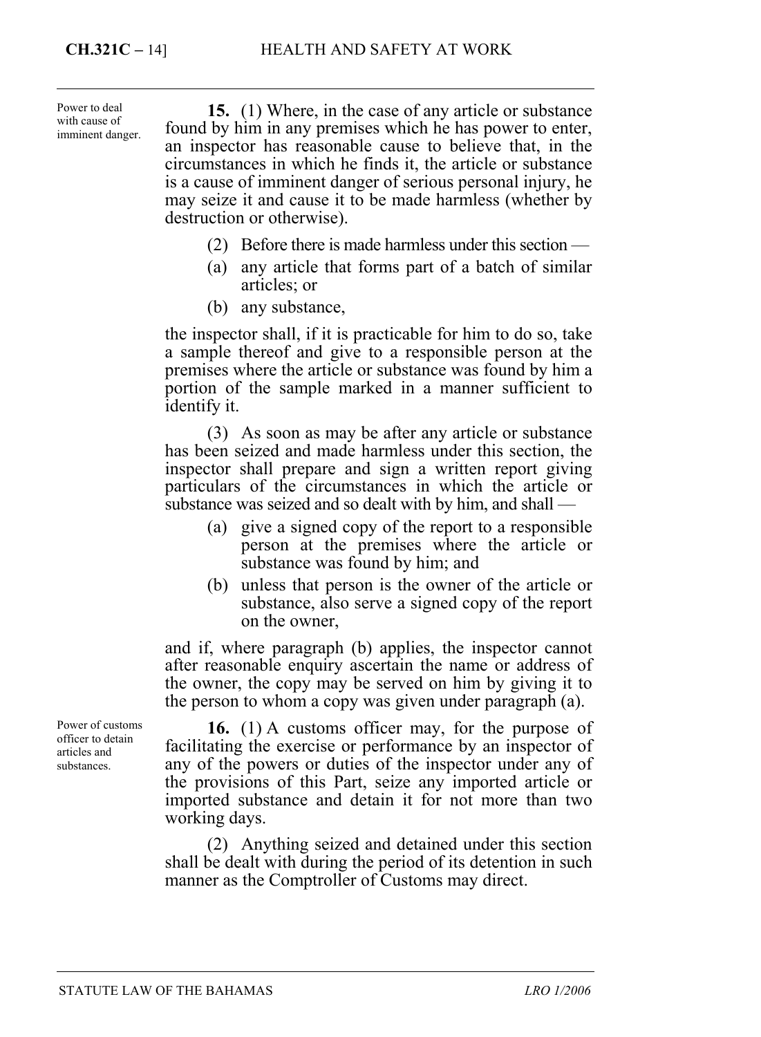Power to deal with cause of imminent danger.

**15.** (1) Where, in the case of any article or substance found by him in any premises which he has power to enter, an inspector has reasonable cause to believe that, in the circumstances in which he finds it, the article or substance is a cause of imminent danger of serious personal injury, he may seize it and cause it to be made harmless (whether by destruction or otherwise).

(2) Before there is made harmless under this section —

(a) any article that forms part of a batch of similar articles; or

(b) any substance,

the inspector shall, if it is practicable for him to do so, take a sample thereof and give to a responsible person at the premises where the article or substance was found by him a portion of the sample marked in a manner sufficient to identify it.

(3) As soon as may be after any article or substance has been seized and made harmless under this section, the inspector shall prepare and sign a written report giving particulars of the circumstances in which the article or substance was seized and so dealt with by him, and shall —

(a) give a signed copy of the report to a responsible person at the premises where the article or substance was found by him; and

(b) unless that person is the owner of the article or substance, also serve a signed copy of the report on the owner,

and if, where paragraph (b) applies, the inspector cannot after reasonable enquiry ascertain the name or address of the owner, the copy may be served on him by giving it to the person to whom a copy was given under paragraph (a).

Power of customs officer to detain articles and substances.

**16.** (1) A customs officer may, for the purpose of facilitating the exercise or performance by an inspector of any of the powers or duties of the inspector under any of the provisions of this Part, seize any imported article or imported substance and detain it for not more than two working days.

(2) Anything seized and detained under this section shall be dealt with during the period of its detention in such manner as the Comptroller of Customs may direct.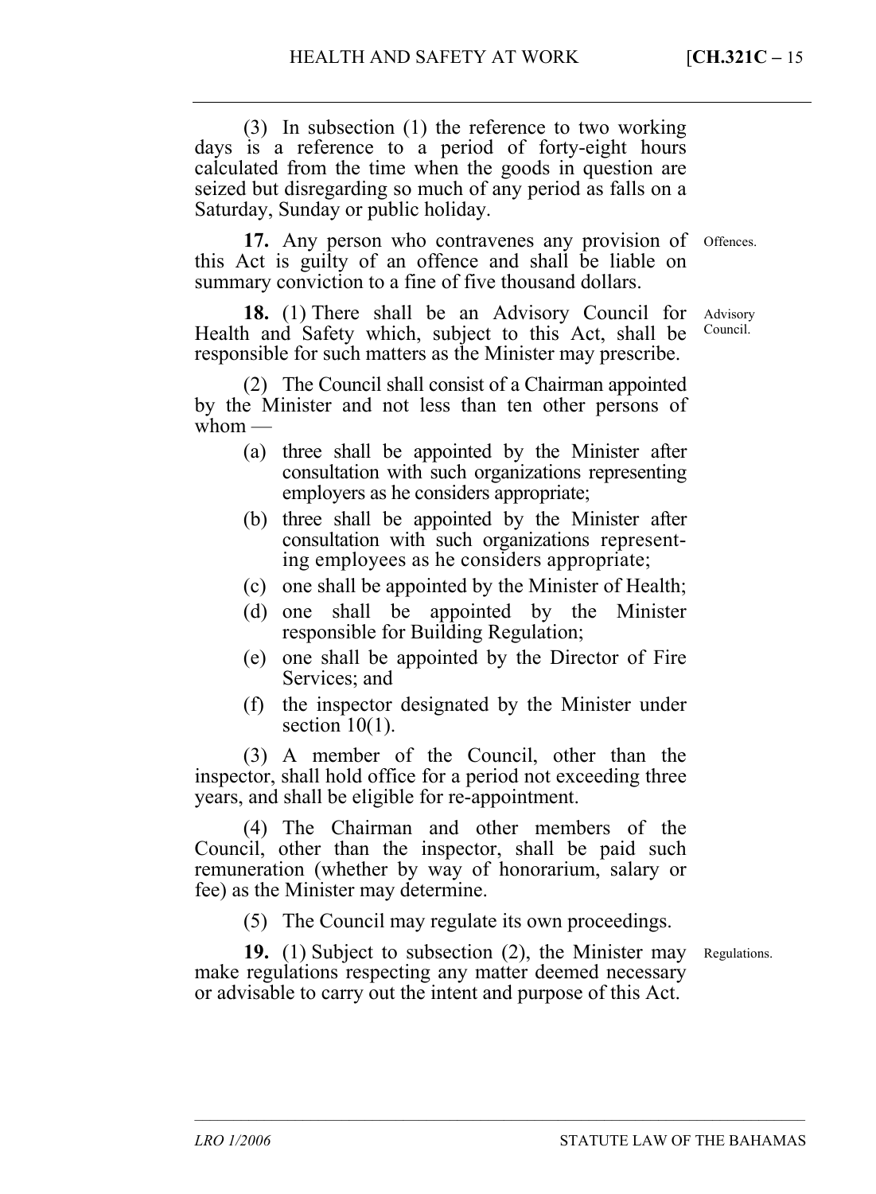(3) In subsection (1) the reference to two working days is a reference to a period of forty-eight hours calculated from the time when the goods in question are seized but disregarding so much of any period as falls on a Saturday, Sunday or public holiday.

Offences.

**17.** Any person who contravenes any provision of this Act is guilty of an offence and shall be liable on summary conviction to a fine of five thousand dollars.

Advisory Council.

**18.** (1) There shall be an Advisory Council for Health and Safety which, subject to this Act, shall be responsible for such matters as the Minister may prescribe.

(2) The Council shall consist of a Chairman appointed by the Minister and not less than ten other persons of whom —

- (a) three shall be appointed by the Minister after consultation with such organizations representing employers as he considers appropriate;
- (b) three shall be appointed by the Minister after consultation with such organizations representing employees as he considers appropriate;
- (c) one shall be appointed by the Minister of Health;
- (d) one shall be appointed by the Minister responsible for Building Regulation;
- (e) one shall be appointed by the Director of Fire Services; and
- (f) the inspector designated by the Minister under section 10(1).

(3) A member of the Council, other than the inspector, shall hold office for a period not exceeding three years, and shall be eligible for re-appointment.

(4) The Chairman and other members of the Council, other than the inspector, shall be paid such remuneration (whether by way of honorarium, salary or fee) as the Minister may determine.

(5) The Council may regulate its own proceedings.

Regulations.

**19.** (1) Subject to subsection (2), the Minister may make regulations respecting any matter deemed necessary or advisable to carry out the intent and purpose of this Act.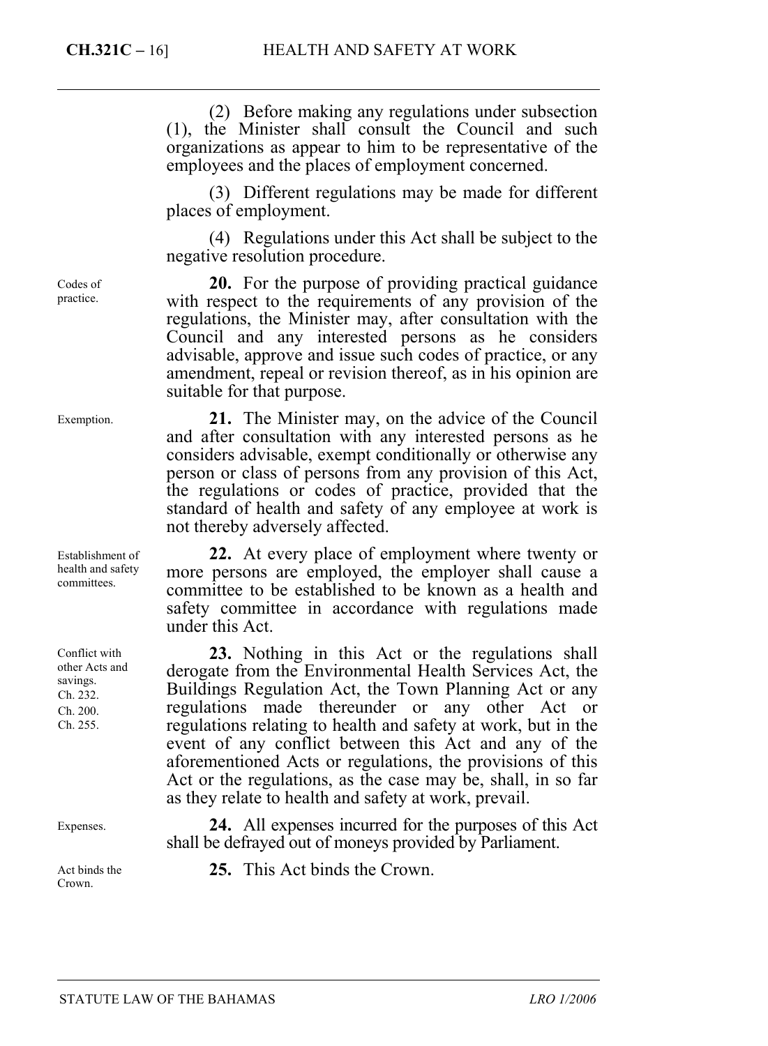(2) Before making any regulations under subsection (1), the Minister shall consult the Council and such organizations as appear to him to be representative of the employees and the places of employment concerned.

(3) Different regulations may be made for different places of employment.

(4) Regulations under this Act shall be subject to the negative resolution procedure.

Codes of practice.

**20.** For the purpose of providing practical guidance with respect to the requirements of any provision of the regulations, the Minister may, after consultation with the Council and any interested persons as he considers advisable, approve and issue such codes of practice, or any amendment, repeal or revision thereof, as in his opinion are suitable for that purpose.

Exemption.

**21.** The Minister may, on the advice of the Council and after consultation with any interested persons as he considers advisable, exempt conditionally or otherwise any person or class of persons from any provision of this Act, the regulations or codes of practice, provided that the standard of health and safety of any employee at work is not thereby adversely affected.

Establishment of health and safety committees.

**22.** At every place of employment where twenty or more persons are employed, the employer shall cause a committee to be established to be known as a health and safety committee in accordance with regulations made under this Act.

Conflict with other Acts and savings.
Ch. 232.
Ch. 200.
Ch. 255.

**23.** Nothing in this Act or the regulations shall derogate from the Environmental Health Services Act, the Buildings Regulation Act, the Town Planning Act or any regulations made thereunder or any other Act or regulations relating to health and safety at work, but in the event of any conflict between this Act and any of the aforementioned Acts or regulations, the provisions of this Act or the regulations, as the case may be, shall, in so far as they relate to health and safety at work, prevail.

Expenses.

**24.** All expenses incurred for the purposes of this Act shall be defrayed out of moneys provided by Parliament.

Act binds the Crown.

**25.** This Act binds the Crown.